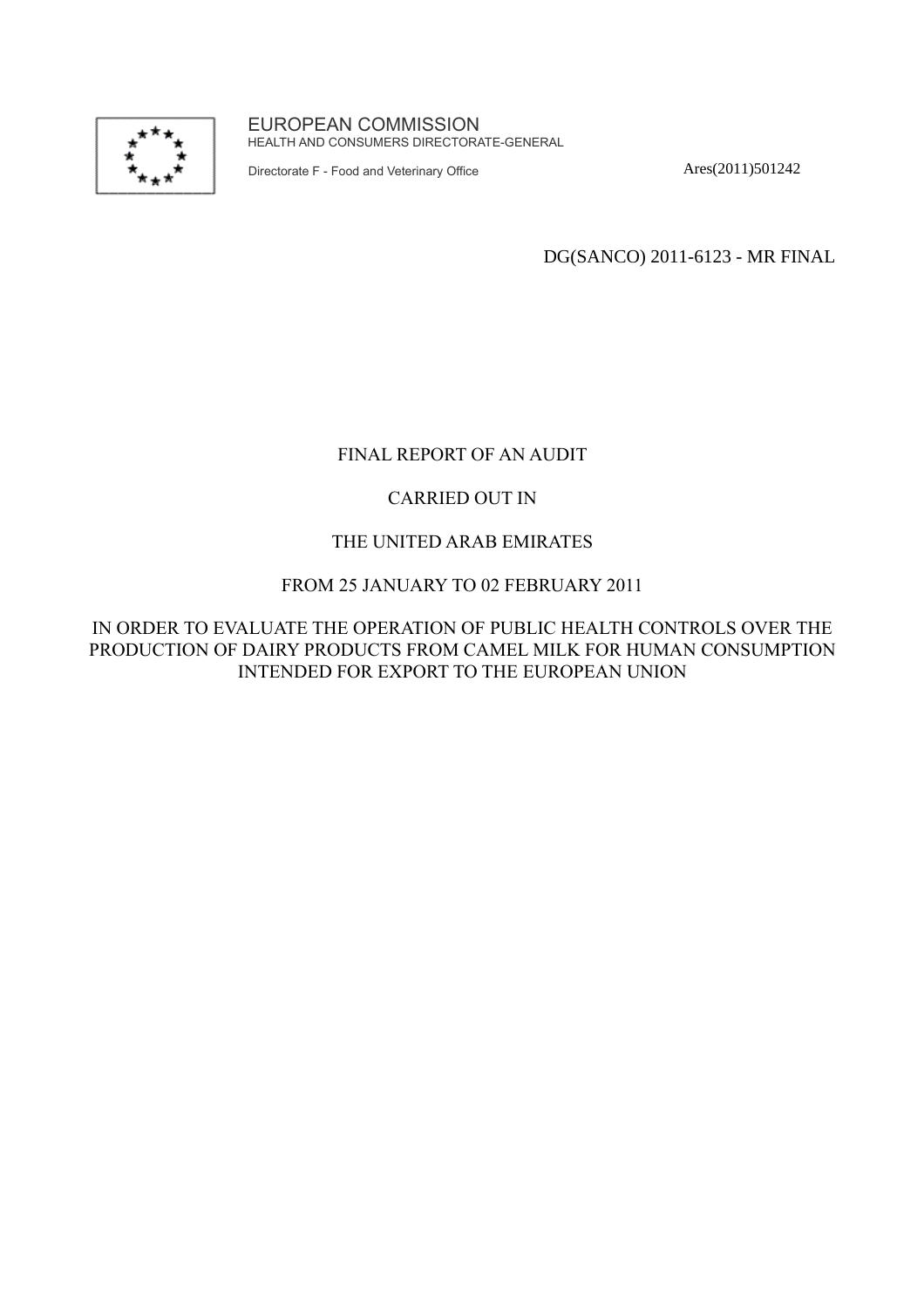EUROPEAN COMMISSION
HEALTH AND CONSUMERS DIRECTORATE-GENERAL

Directorate F - Food and Veterinary Office

Ares(2011)501242

DG(SANCO) 2011-6123 - MR FINAL

# FINAL REPORT OF AN AUDIT

# CARRIED OUT IN

# THE UNITED ARAB EMIRATES

# FROM 25 JANUARY TO 02 FEBRUARY 2011

# IN ORDER TO EVALUATE THE OPERATION OF PUBLIC HEALTH CONTROLS OVER THE PRODUCTION OF DAIRY PRODUCTS FROM CAMEL MILK FOR HUMAN CONSUMPTION INTENDED FOR EXPORT TO THE EUROPEAN UNION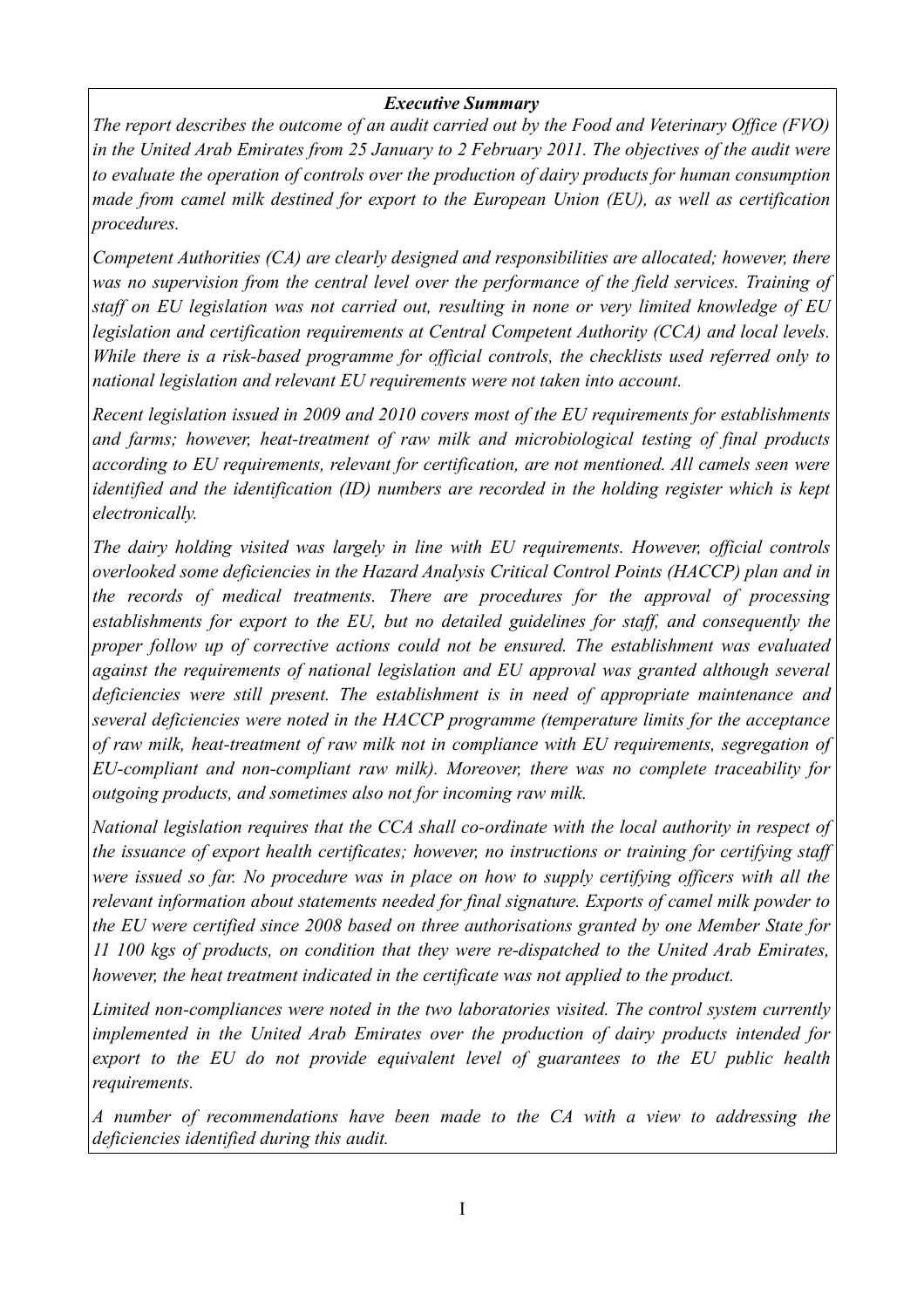***Executive Summary***

*The report describes the outcome of an audit carried out by the Food and Veterinary Office (FVO) in the United Arab Emirates from 25 January to 2 February 2011. The objectives of the audit were to evaluate the operation of controls over the production of dairy products for human consumption made from camel milk destined for export to the European Union (EU), as well as certification procedures.*

*Competent Authorities (CA) are clearly designed and responsibilities are allocated; however, there was no supervision from the central level over the performance of the field services. Training of staff on EU legislation was not carried out, resulting in none or very limited knowledge of EU legislation and certification requirements at Central Competent Authority (CCA) and local levels. While there is a risk-based programme for official controls, the checklists used referred only to national legislation and relevant EU requirements were not taken into account.*

*Recent legislation issued in 2009 and 2010 covers most of the EU requirements for establishments and farms; however, heat-treatment of raw milk and microbiological testing of final products according to EU requirements, relevant for certification, are not mentioned. All camels seen were identified and the identification (ID) numbers are recorded in the holding register which is kept electronically.*

*The dairy holding visited was largely in line with EU requirements. However, official controls overlooked some deficiencies in the Hazard Analysis Critical Control Points (HACCP) plan and in the records of medical treatments. There are procedures for the approval of processing establishments for export to the EU, but no detailed guidelines for staff, and consequently the proper follow up of corrective actions could not be ensured. The establishment was evaluated against the requirements of national legislation and EU approval was granted although several deficiencies were still present. The establishment is in need of appropriate maintenance and several deficiencies were noted in the HACCP programme (temperature limits for the acceptance of raw milk, heat-treatment of raw milk not in compliance with EU requirements, segregation of EU-compliant and non-compliant raw milk). Moreover, there was no complete traceability for outgoing products, and sometimes also not for incoming raw milk.*

*National legislation requires that the CCA shall co-ordinate with the local authority in respect of the issuance of export health certificates; however, no instructions or training for certifying staff were issued so far. No procedure was in place on how to supply certifying officers with all the relevant information about statements needed for final signature. Exports of camel milk powder to the EU were certified since 2008 based on three authorisations granted by one Member State for 11 100 kgs of products, on condition that they were re-dispatched to the United Arab Emirates, however, the heat treatment indicated in the certificate was not applied to the product.*

*Limited non-compliances were noted in the two laboratories visited. The control system currently implemented in the United Arab Emirates over the production of dairy products intended for export to the EU do not provide equivalent level of guarantees to the EU public health requirements.*

*A number of recommendations have been made to the CA with a view to addressing the deficiencies identified during this audit.*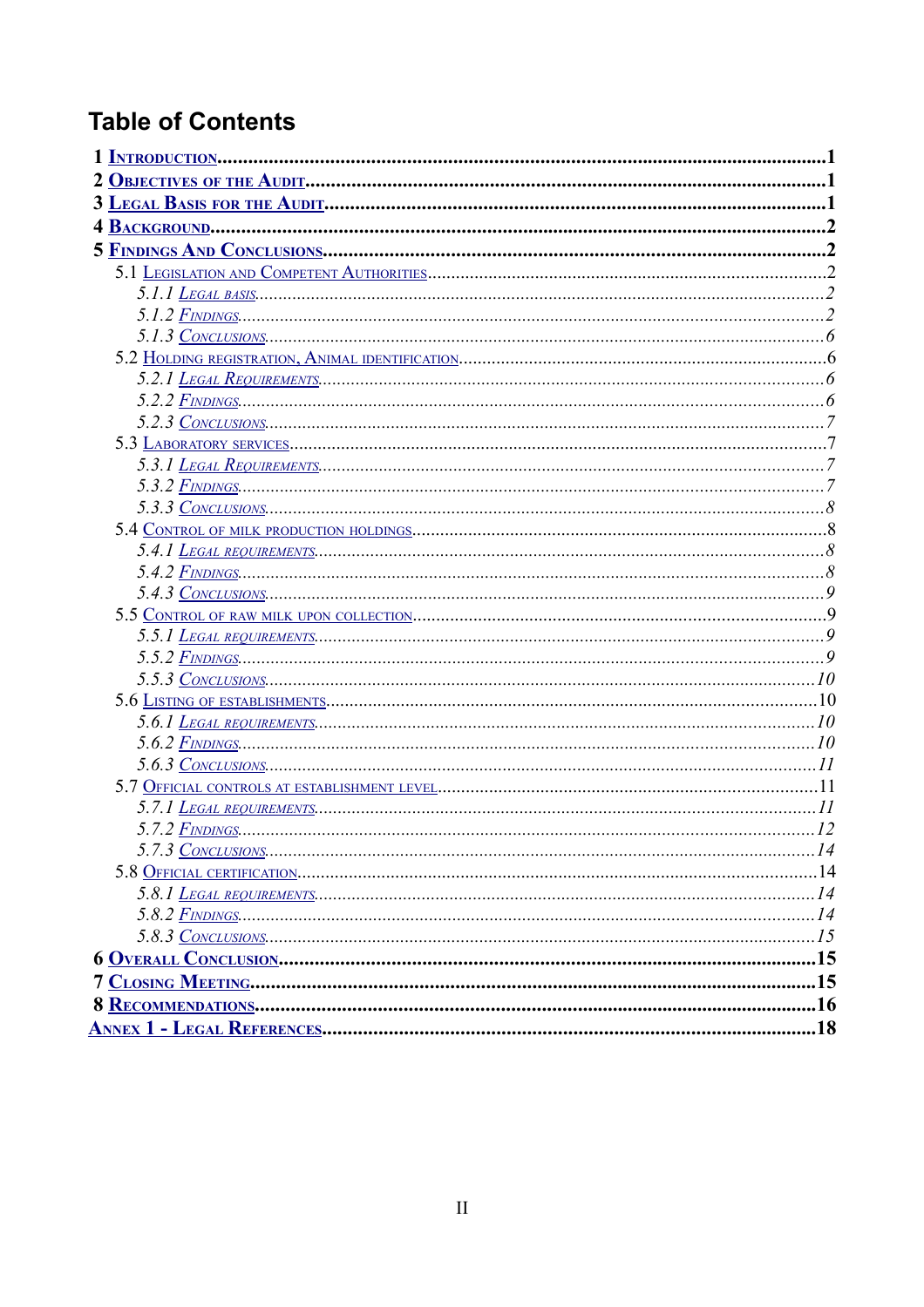# Table of Contents

- **1 INTRODUCTION** ..... 1
- **2 OBJECTIVES OF THE AUDIT** ..... 1
- **3 LEGAL BASIS FOR THE AUDIT** ..... 1
- **4 BACKGROUND** ..... 2
- **5 FINDINGS AND CONCLUSIONS** ..... 2
  - 5.1 LEGISLATION AND COMPETENT AUTHORITIES ..... 2
    - *5.1.1 LEGAL BASIS* ..... 2
    - *5.1.2 FINDINGS* ..... 2
    - *5.1.3 CONCLUSIONS* ..... 6
  - 5.2 HOLDING REGISTRATION, ANIMAL IDENTIFICATION ..... 6
    - *5.2.1 LEGAL REQUIREMENTS* ..... 6
    - *5.2.2 FINDINGS* ..... 6
    - *5.2.3 CONCLUSIONS* ..... 7
  - 5.3 LABORATORY SERVICES ..... 7
    - *5.3.1 LEGAL REQUIREMENTS* ..... 7
    - *5.3.2 FINDINGS* ..... 7
    - *5.3.3 CONCLUSIONS* ..... 8
  - 5.4 CONTROL OF MILK PRODUCTION HOLDINGS ..... 8
    - *5.4.1 LEGAL REQUIREMENTS* ..... 8
    - *5.4.2 FINDINGS* ..... 8
    - *5.4.3 CONCLUSIONS* ..... 9
  - 5.5 CONTROL OF RAW MILK UPON COLLECTION ..... 9
    - *5.5.1 LEGAL REQUIREMENTS* ..... 9
    - *5.5.2 FINDINGS* ..... 9
    - *5.5.3 CONCLUSIONS* ..... 10
  - 5.6 LISTING OF ESTABLISHMENTS ..... 10
    - *5.6.1 LEGAL REQUIREMENTS* ..... 10
    - *5.6.2 FINDINGS* ..... 10
    - *5.6.3 CONCLUSIONS* ..... 11
  - 5.7 OFFICIAL CONTROLS AT ESTABLISHMENT LEVEL ..... 11
    - *5.7.1 LEGAL REQUIREMENTS* ..... 11
    - *5.7.2 FINDINGS* ..... 12
    - *5.7.3 CONCLUSIONS* ..... 14
  - 5.8 OFFICIAL CERTIFICATION ..... 14
    - *5.8.1 LEGAL REQUIREMENTS* ..... 14
    - *5.8.2 FINDINGS* ..... 14
    - *5.8.3 CONCLUSIONS* ..... 15
- **6 OVERALL CONCLUSION** ..... 15
- **7 CLOSING MEETING** ..... 15
- **8 RECOMMENDATIONS** ..... 16
- **ANNEX 1 - LEGAL REFERENCES** ..... 18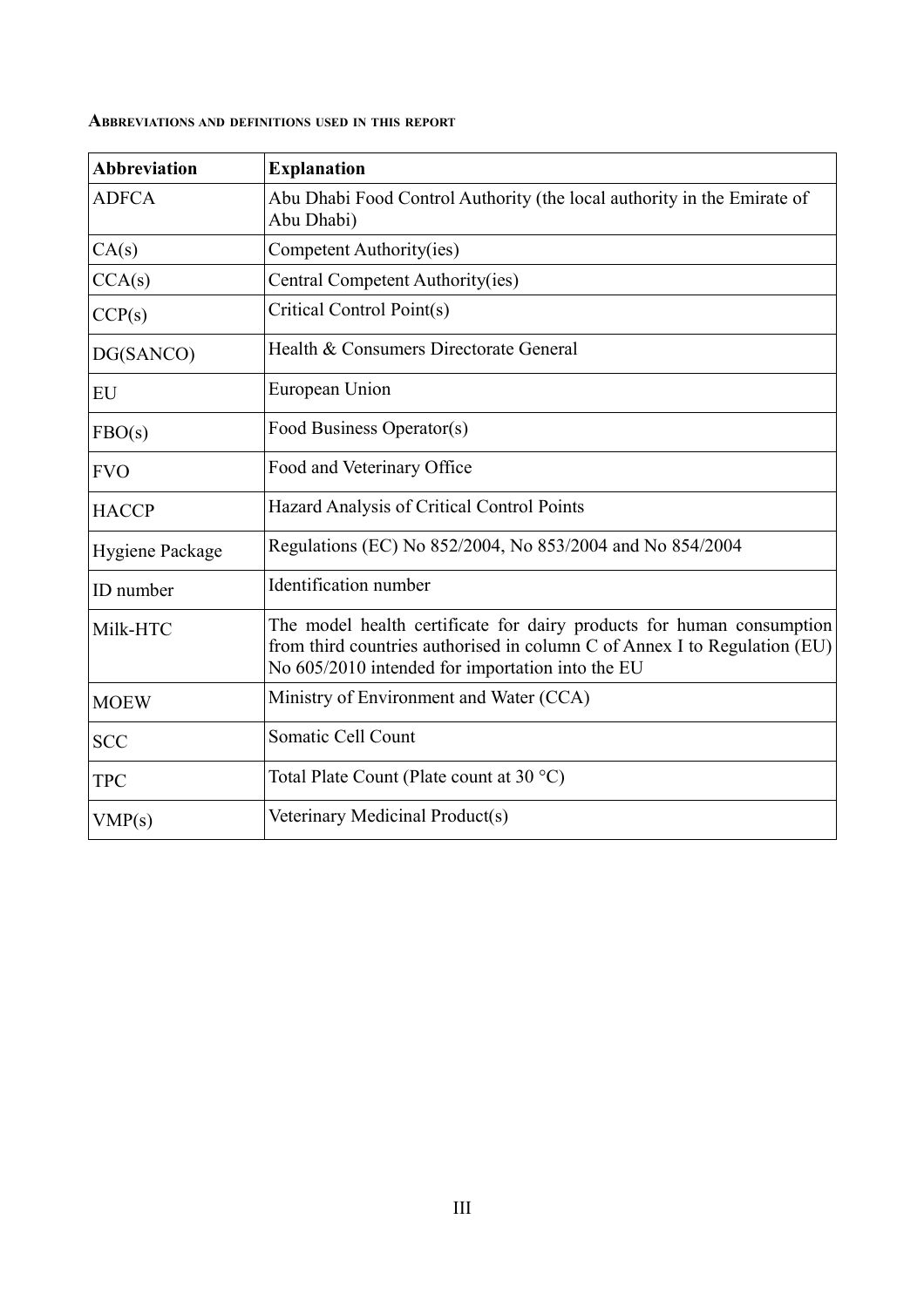**Abbreviations and definitions used in this report**

| Abbreviation | Explanation |
|---|---|
| ADFCA | Abu Dhabi Food Control Authority (the local authority in the Emirate of Abu Dhabi) |
| CA(s) | Competent Authority(ies) |
| CCA(s) | Central Competent Authority(ies) |
| CCP(s) | Critical Control Point(s) |
| DG(SANCO) | Health & Consumers Directorate General |
| EU | European Union |
| FBO(s) | Food Business Operator(s) |
| FVO | Food and Veterinary Office |
| HACCP | Hazard Analysis of Critical Control Points |
| Hygiene Package | Regulations (EC) No 852/2004, No 853/2004 and No 854/2004 |
| ID number | Identification number |
| Milk-HTC | The model health certificate for dairy products for human consumption from third countries authorised in column C of Annex I to Regulation (EU) No 605/2010 intended for importation into the EU |
| MOEW | Ministry of Environment and Water (CCA) |
| SCC | Somatic Cell Count |
| TPC | Total Plate Count (Plate count at 30 °C) |
| VMP(s) | Veterinary Medicinal Product(s) |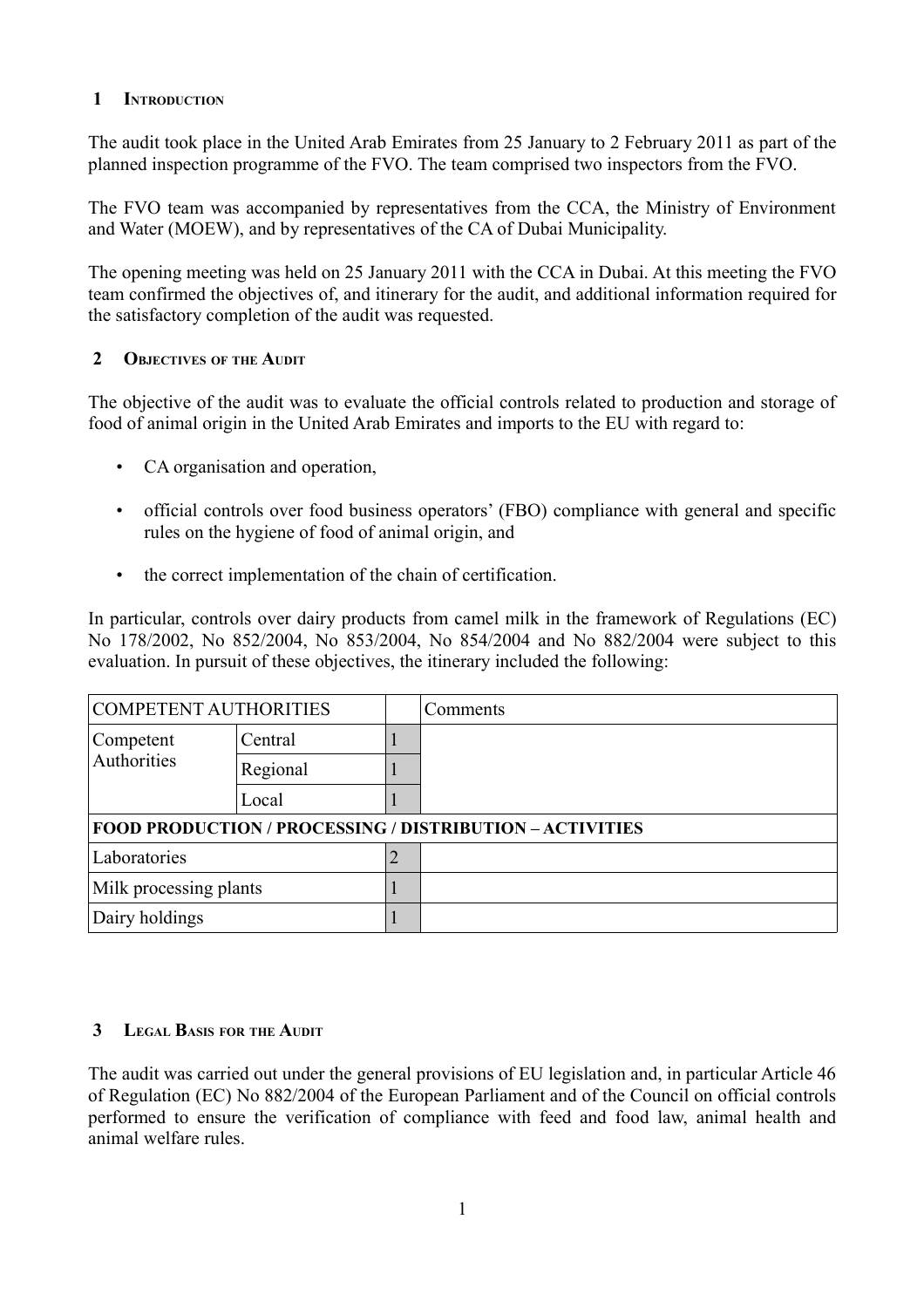## 1 Introduction

The audit took place in the United Arab Emirates from 25 January to 2 February 2011 as part of the planned inspection programme of the FVO. The team comprised two inspectors from the FVO.

The FVO team was accompanied by representatives from the CCA, the Ministry of Environment and Water (MOEW), and by representatives of the CA of Dubai Municipality.

The opening meeting was held on 25 January 2011 with the CCA in Dubai. At this meeting the FVO team confirmed the objectives of, and itinerary for the audit, and additional information required for the satisfactory completion of the audit was requested.

## 2 Objectives of the Audit

The objective of the audit was to evaluate the official controls related to production and storage of food of animal origin in the United Arab Emirates and imports to the EU with regard to:

- CA organisation and operation,
- official controls over food business operators' (FBO) compliance with general and specific rules on the hygiene of food of animal origin, and
- the correct implementation of the chain of certification.

In particular, controls over dairy products from camel milk in the framework of Regulations (EC) No 178/2002, No 852/2004, No 853/2004, No 854/2004 and No 882/2004 were subject to this evaluation. In pursuit of these objectives, the itinerary included the following:

| COMPETENT AUTHORITIES | | | Comments |
|---|---|---|---|
| Competent Authorities | Central | 1 | |
| | Regional | 1 | |
| | Local | 1 | |
| **FOOD PRODUCTION / PROCESSING / DISTRIBUTION – ACTIVITIES** | | | |
| Laboratories | | 2 | |
| Milk processing plants | | 1 | |
| Dairy holdings | | 1 | |

## 3 Legal Basis for the Audit

The audit was carried out under the general provisions of EU legislation and, in particular Article 46 of Regulation (EC) No 882/2004 of the European Parliament and of the Council on official controls performed to ensure the verification of compliance with feed and food law, animal health and animal welfare rules.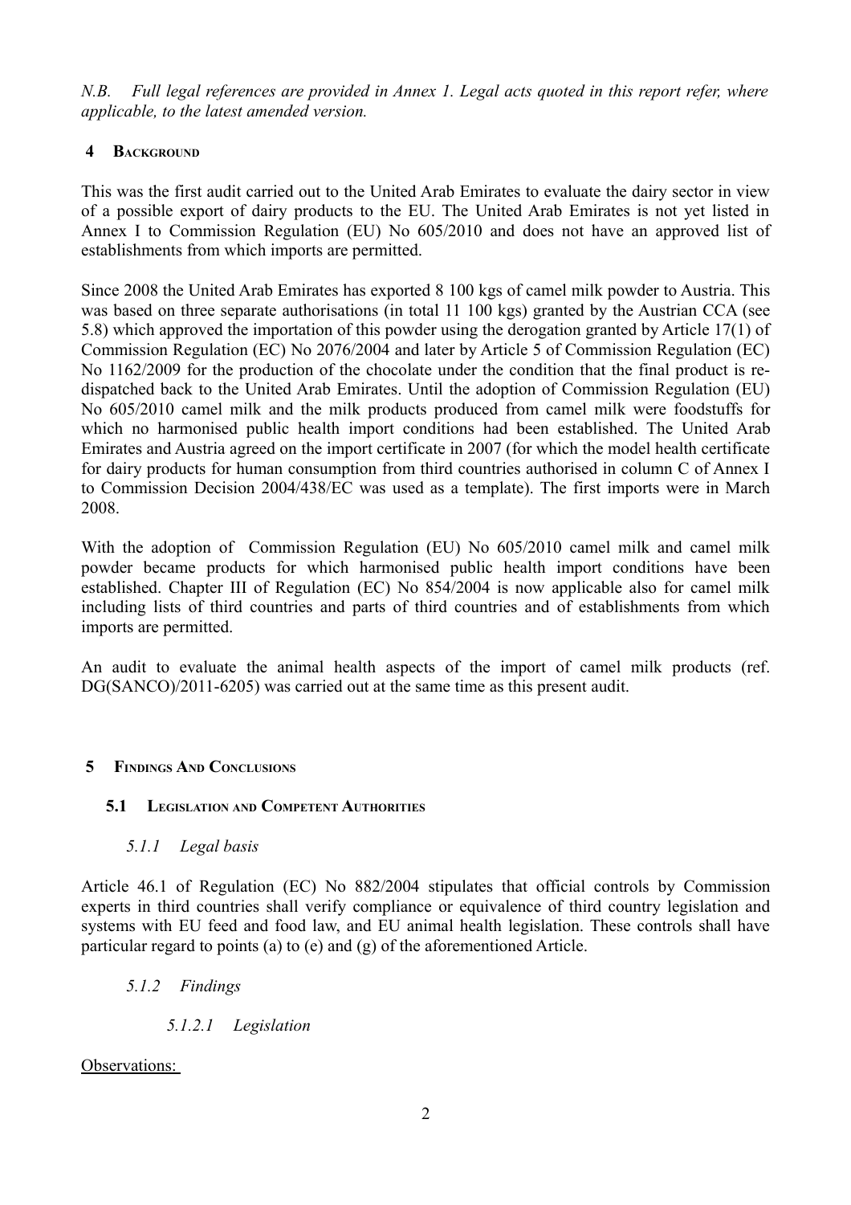*N.B. Full legal references are provided in Annex 1. Legal acts quoted in this report refer, where applicable, to the latest amended version.*

## 4 Background

This was the first audit carried out to the United Arab Emirates to evaluate the dairy sector in view of a possible export of dairy products to the EU. The United Arab Emirates is not yet listed in Annex I to Commission Regulation (EU) No 605/2010 and does not have an approved list of establishments from which imports are permitted.

Since 2008 the United Arab Emirates has exported 8 100 kgs of camel milk powder to Austria. This was based on three separate authorisations (in total 11 100 kgs) granted by the Austrian CCA (see 5.8) which approved the importation of this powder using the derogation granted by Article 17(1) of Commission Regulation (EC) No 2076/2004 and later by Article 5 of Commission Regulation (EC) No 1162/2009 for the production of the chocolate under the condition that the final product is re-dispatched back to the United Arab Emirates. Until the adoption of Commission Regulation (EU) No 605/2010 camel milk and the milk products produced from camel milk were foodstuffs for which no harmonised public health import conditions had been established. The United Arab Emirates and Austria agreed on the import certificate in 2007 (for which the model health certificate for dairy products for human consumption from third countries authorised in column C of Annex I to Commission Decision 2004/438/EC was used as a template). The first imports were in March 2008.

With the adoption of Commission Regulation (EU) No 605/2010 camel milk and camel milk powder became products for which harmonised public health import conditions have been established. Chapter III of Regulation (EC) No 854/2004 is now applicable also for camel milk including lists of third countries and parts of third countries and of establishments from which imports are permitted.

An audit to evaluate the animal health aspects of the import of camel milk products (ref. DG(SANCO)/2011-6205) was carried out at the same time as this present audit.

## 5 Findings And Conclusions

### 5.1 Legislation and Competent Authorities

#### *5.1.1 Legal basis*

Article 46.1 of Regulation (EC) No 882/2004 stipulates that official controls by Commission experts in third countries shall verify compliance or equivalence of third country legislation and systems with EU feed and food law, and EU animal health legislation. These controls shall have particular regard to points (a) to (e) and (g) of the aforementioned Article.

#### *5.1.2 Findings*

##### *5.1.2.1 Legislation*

Observations: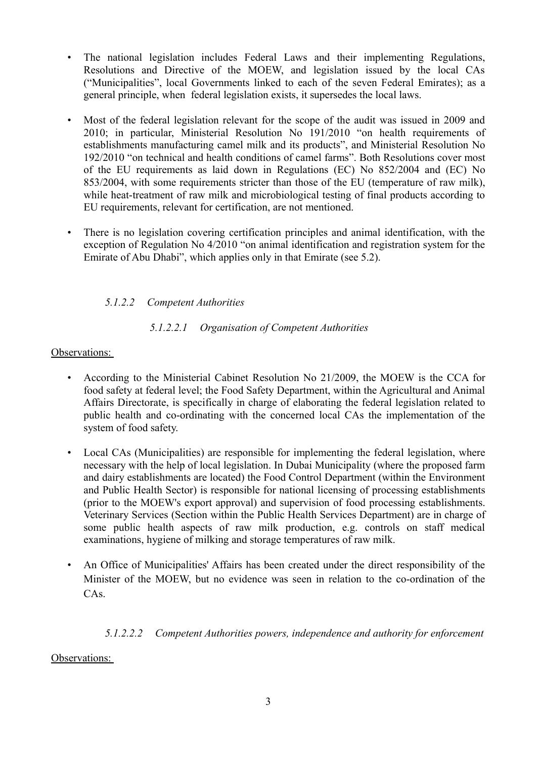- The national legislation includes Federal Laws and their implementing Regulations, Resolutions and Directive of the MOEW, and legislation issued by the local CAs ("Municipalities", local Governments linked to each of the seven Federal Emirates); as a general principle, when federal legislation exists, it supersedes the local laws.

- Most of the federal legislation relevant for the scope of the audit was issued in 2009 and 2010; in particular, Ministerial Resolution No 191/2010 "on health requirements of establishments manufacturing camel milk and its products", and Ministerial Resolution No 192/2010 "on technical and health conditions of camel farms". Both Resolutions cover most of the EU requirements as laid down in Regulations (EC) No 852/2004 and (EC) No 853/2004, with some requirements stricter than those of the EU (temperature of raw milk), while heat-treatment of raw milk and microbiological testing of final products according to EU requirements, relevant for certification, are not mentioned.

- There is no legislation covering certification principles and animal identification, with the exception of Regulation No 4/2010 "on animal identification and registration system for the Emirate of Abu Dhabi", which applies only in that Emirate (see 5.2).

#### *5.1.2.2 Competent Authorities*

##### *5.1.2.2.1 Organisation of Competent Authorities*

Observations:

- According to the Ministerial Cabinet Resolution No 21/2009, the MOEW is the CCA for food safety at federal level; the Food Safety Department, within the Agricultural and Animal Affairs Directorate, is specifically in charge of elaborating the federal legislation related to public health and co-ordinating with the concerned local CAs the implementation of the system of food safety.

- Local CAs (Municipalities) are responsible for implementing the federal legislation, where necessary with the help of local legislation. In Dubai Municipality (where the proposed farm and dairy establishments are located) the Food Control Department (within the Environment and Public Health Sector) is responsible for national licensing of processing establishments (prior to the MOEW's export approval) and supervision of food processing establishments. Veterinary Services (Section within the Public Health Services Department) are in charge of some public health aspects of raw milk production, e.g. controls on staff medical examinations, hygiene of milking and storage temperatures of raw milk.

- An Office of Municipalities' Affairs has been created under the direct responsibility of the Minister of the MOEW, but no evidence was seen in relation to the co-ordination of the CAs.

##### *5.1.2.2.2 Competent Authorities powers, independence and authority for enforcement*

Observations: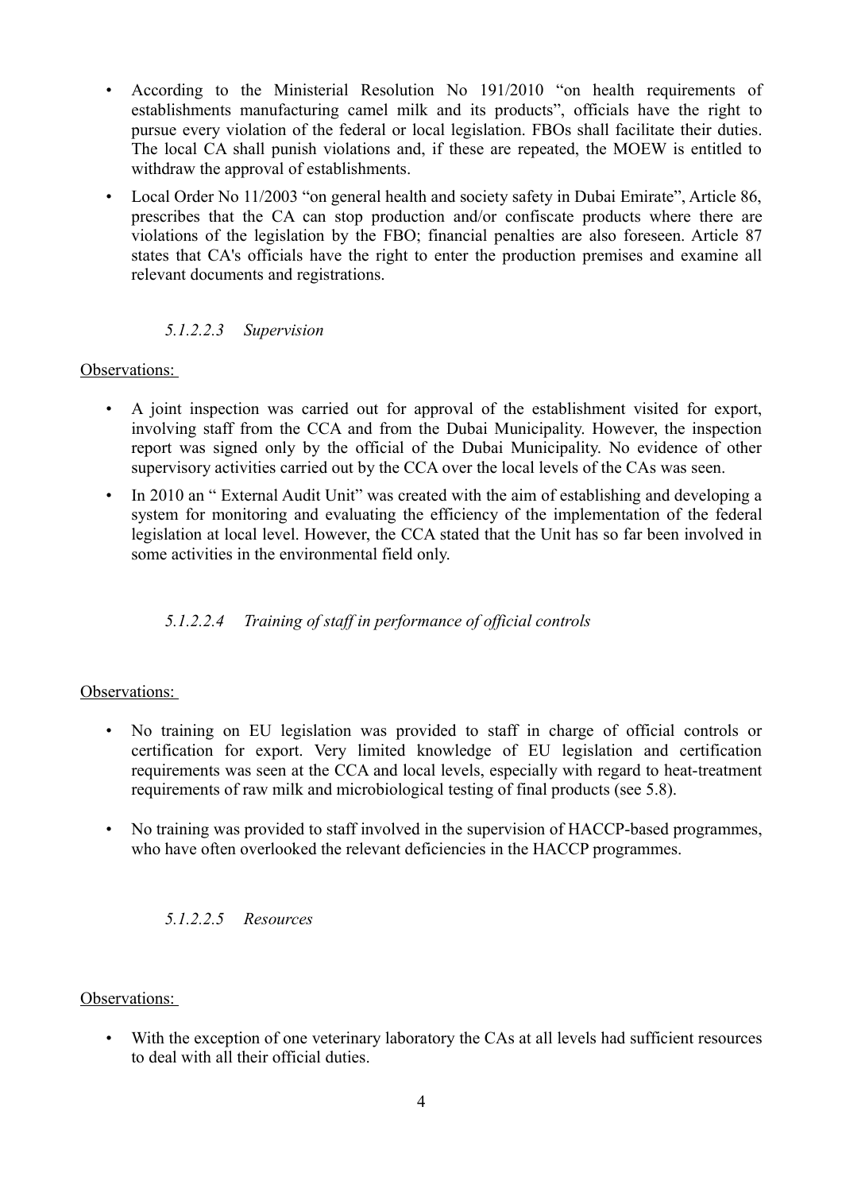- According to the Ministerial Resolution No 191/2010 "on health requirements of establishments manufacturing camel milk and its products", officials have the right to pursue every violation of the federal or local legislation. FBOs shall facilitate their duties. The local CA shall punish violations and, if these are repeated, the MOEW is entitled to withdraw the approval of establishments.
- Local Order No 11/2003 "on general health and society safety in Dubai Emirate", Article 86, prescribes that the CA can stop production and/or confiscate products where there are violations of the legislation by the FBO; financial penalties are also foreseen. Article 87 states that CA's officials have the right to enter the production premises and examine all relevant documents and registrations.

##### *5.1.2.2.3 Supervision*

Observations:

- A joint inspection was carried out for approval of the establishment visited for export, involving staff from the CCA and from the Dubai Municipality. However, the inspection report was signed only by the official of the Dubai Municipality. No evidence of other supervisory activities carried out by the CCA over the local levels of the CAs was seen.
- In 2010 an " External Audit Unit" was created with the aim of establishing and developing a system for monitoring and evaluating the efficiency of the implementation of the federal legislation at local level. However, the CCA stated that the Unit has so far been involved in some activities in the environmental field only.

##### *5.1.2.2.4 Training of staff in performance of official controls*

Observations:

- No training on EU legislation was provided to staff in charge of official controls or certification for export. Very limited knowledge of EU legislation and certification requirements was seen at the CCA and local levels, especially with regard to heat-treatment requirements of raw milk and microbiological testing of final products (see 5.8).
- No training was provided to staff involved in the supervision of HACCP-based programmes, who have often overlooked the relevant deficiencies in the HACCP programmes.

##### *5.1.2.2.5 Resources*

Observations:

- With the exception of one veterinary laboratory the CAs at all levels had sufficient resources to deal with all their official duties.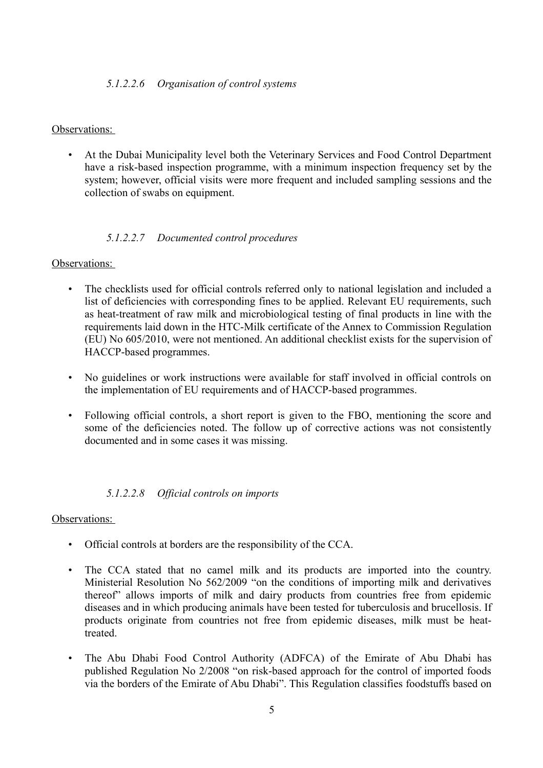##### *5.1.2.2.6 Organisation of control systems*

Observations:

- At the Dubai Municipality level both the Veterinary Services and Food Control Department have a risk-based inspection programme, with a minimum inspection frequency set by the system; however, official visits were more frequent and included sampling sessions and the collection of swabs on equipment.

##### *5.1.2.2.7 Documented control procedures*

Observations:

- The checklists used for official controls referred only to national legislation and included a list of deficiencies with corresponding fines to be applied. Relevant EU requirements, such as heat-treatment of raw milk and microbiological testing of final products in line with the requirements laid down in the HTC-Milk certificate of the Annex to Commission Regulation (EU) No 605/2010, were not mentioned. An additional checklist exists for the supervision of HACCP-based programmes.
- No guidelines or work instructions were available for staff involved in official controls on the implementation of EU requirements and of HACCP-based programmes.
- Following official controls, a short report is given to the FBO, mentioning the score and some of the deficiencies noted. The follow up of corrective actions was not consistently documented and in some cases it was missing.

##### *5.1.2.2.8 Official controls on imports*

Observations:

- Official controls at borders are the responsibility of the CCA.
- The CCA stated that no camel milk and its products are imported into the country. Ministerial Resolution No 562/2009 "on the conditions of importing milk and derivatives thereof" allows imports of milk and dairy products from countries free from epidemic diseases and in which producing animals have been tested for tuberculosis and brucellosis. If products originate from countries not free from epidemic diseases, milk must be heat-treated.
- The Abu Dhabi Food Control Authority (ADFCA) of the Emirate of Abu Dhabi has published Regulation No 2/2008 "on risk-based approach for the control of imported foods via the borders of the Emirate of Abu Dhabi". This Regulation classifies foodstuffs based on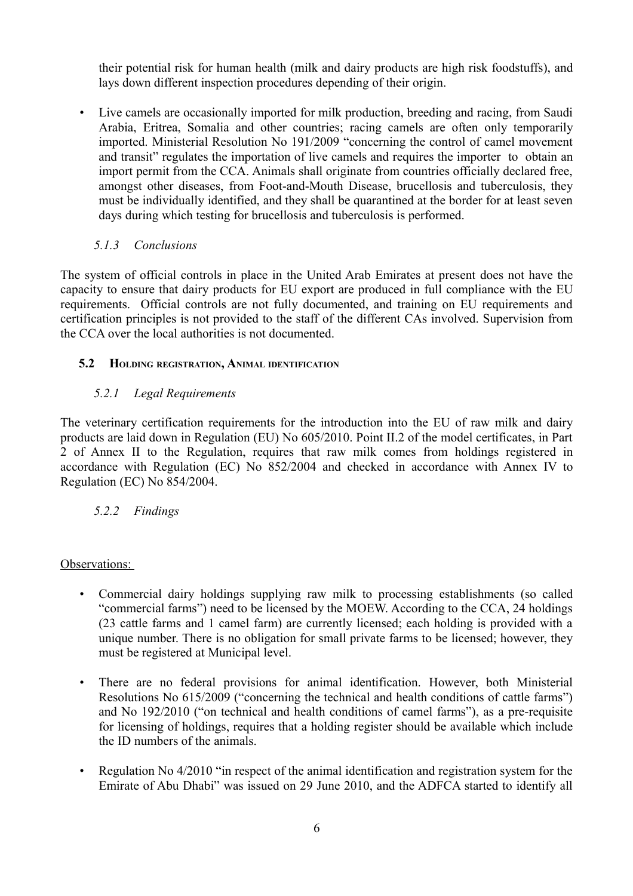their potential risk for human health (milk and dairy products are high risk foodstuffs), and lays down different inspection procedures depending of their origin.

- Live camels are occasionally imported for milk production, breeding and racing, from Saudi Arabia, Eritrea, Somalia and other countries; racing camels are often only temporarily imported. Ministerial Resolution No 191/2009 "concerning the control of camel movement and transit" regulates the importation of live camels and requires the importer to obtain an import permit from the CCA. Animals shall originate from countries officially declared free, amongst other diseases, from Foot-and-Mouth Disease, brucellosis and tuberculosis, they must be individually identified, and they shall be quarantined at the border for at least seven days during which testing for brucellosis and tuberculosis is performed.

#### *5.1.3 Conclusions*

The system of official controls in place in the United Arab Emirates at present does not have the capacity to ensure that dairy products for EU export are produced in full compliance with the EU requirements. Official controls are not fully documented, and training on EU requirements and certification principles is not provided to the staff of the different CAs involved. Supervision from the CCA over the local authorities is not documented.

### **5.2 Holding registration, Animal identification**

#### *5.2.1 Legal Requirements*

The veterinary certification requirements for the introduction into the EU of raw milk and dairy products are laid down in Regulation (EU) No 605/2010. Point II.2 of the model certificates, in Part 2 of Annex II to the Regulation, requires that raw milk comes from holdings registered in accordance with Regulation (EC) No 852/2004 and checked in accordance with Annex IV to Regulation (EC) No 854/2004.

#### *5.2.2 Findings*

Observations:

- Commercial dairy holdings supplying raw milk to processing establishments (so called "commercial farms") need to be licensed by the MOEW. According to the CCA, 24 holdings (23 cattle farms and 1 camel farm) are currently licensed; each holding is provided with a unique number. There is no obligation for small private farms to be licensed; however, they must be registered at Municipal level.

- There are no federal provisions for animal identification. However, both Ministerial Resolutions No 615/2009 ("concerning the technical and health conditions of cattle farms") and No 192/2010 ("on technical and health conditions of camel farms"), as a pre-requisite for licensing of holdings, requires that a holding register should be available which include the ID numbers of the animals.

- Regulation No 4/2010 "in respect of the animal identification and registration system for the Emirate of Abu Dhabi" was issued on 29 June 2010, and the ADFCA started to identify all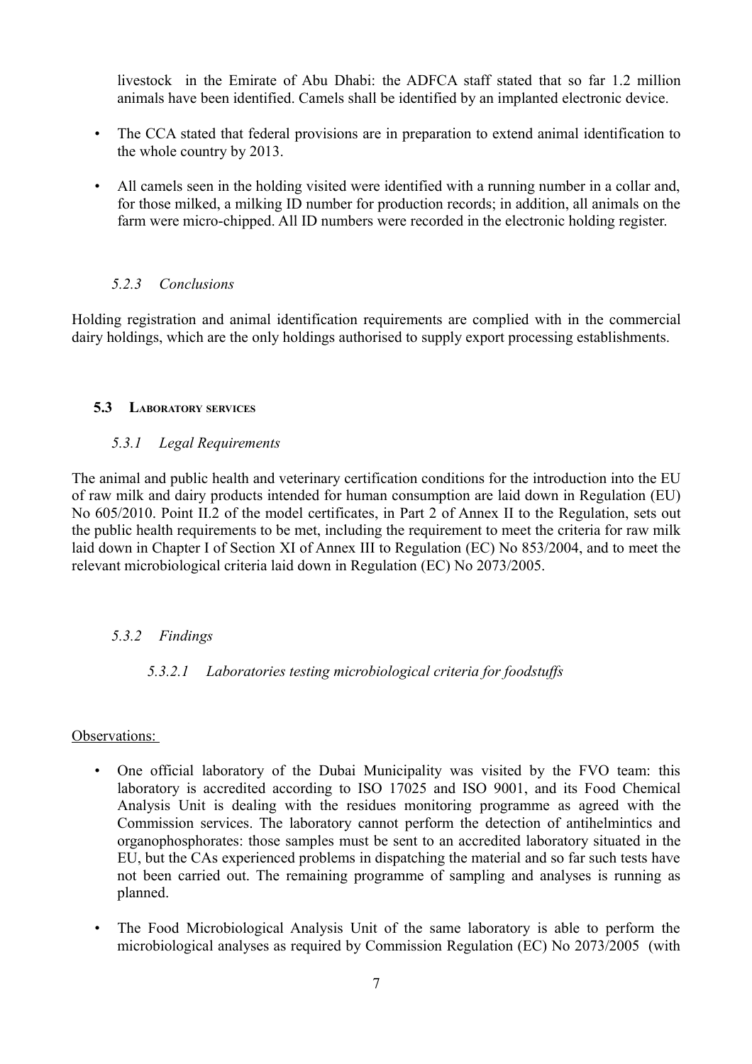livestock in the Emirate of Abu Dhabi: the ADFCA staff stated that so far 1.2 million animals have been identified. Camels shall be identified by an implanted electronic device.

- The CCA stated that federal provisions are in preparation to extend animal identification to the whole country by 2013.
- All camels seen in the holding visited were identified with a running number in a collar and, for those milked, a milking ID number for production records; in addition, all animals on the farm were micro-chipped. All ID numbers were recorded in the electronic holding register.

#### *5.2.3 Conclusions*

Holding registration and animal identification requirements are complied with in the commercial dairy holdings, which are the only holdings authorised to supply export processing establishments.

### 5.3 LABORATORY SERVICES

#### *5.3.1 Legal Requirements*

The animal and public health and veterinary certification conditions for the introduction into the EU of raw milk and dairy products intended for human consumption are laid down in Regulation (EU) No 605/2010. Point II.2 of the model certificates, in Part 2 of Annex II to the Regulation, sets out the public health requirements to be met, including the requirement to meet the criteria for raw milk laid down in Chapter I of Section XI of Annex III to Regulation (EC) No 853/2004, and to meet the relevant microbiological criteria laid down in Regulation (EC) No 2073/2005.

#### *5.3.2 Findings*

##### *5.3.2.1 Laboratories testing microbiological criteria for foodstuffs*

<u>Observations:</u>

- One official laboratory of the Dubai Municipality was visited by the FVO team: this laboratory is accredited according to ISO 17025 and ISO 9001, and its Food Chemical Analysis Unit is dealing with the residues monitoring programme as agreed with the Commission services. The laboratory cannot perform the detection of antihelmintics and organophosphorates: those samples must be sent to an accredited laboratory situated in the EU, but the CAs experienced problems in dispatching the material and so far such tests have not been carried out. The remaining programme of sampling and analyses is running as planned.
- The Food Microbiological Analysis Unit of the same laboratory is able to perform the microbiological analyses as required by Commission Regulation (EC) No 2073/2005 (with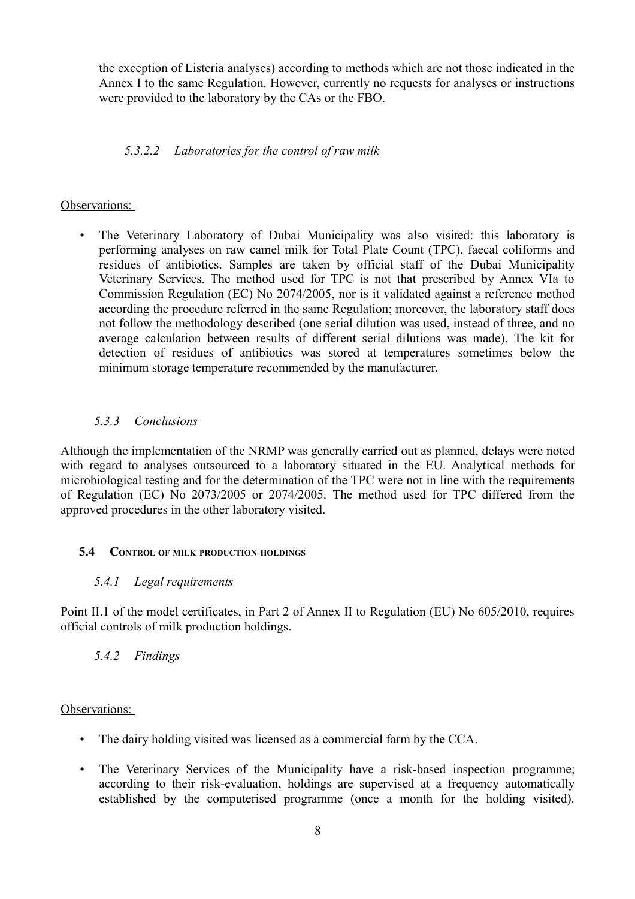the exception of Listeria analyses) according to methods which are not those indicated in the Annex I to the same Regulation. However, currently no requests for analyses or instructions were provided to the laboratory by the CAs or the FBO.

#### *5.3.2.2 Laboratories for the control of raw milk*

Observations:

- The Veterinary Laboratory of Dubai Municipality was also visited: this laboratory is performing analyses on raw camel milk for Total Plate Count (TPC), faecal coliforms and residues of antibiotics. Samples are taken by official staff of the Dubai Municipality Veterinary Services. The method used for TPC is not that prescribed by Annex VIa to Commission Regulation (EC) No 2074/2005, nor is it validated against a reference method according the procedure referred in the same Regulation; moreover, the laboratory staff does not follow the methodology described (one serial dilution was used, instead of three, and no average calculation between results of different serial dilutions was made). The kit for detection of residues of antibiotics was stored at temperatures sometimes below the minimum storage temperature recommended by the manufacturer.

### *5.3.3 Conclusions*

Although the implementation of the NRMP was generally carried out as planned, delays were noted with regard to analyses outsourced to a laboratory situated in the EU. Analytical methods for microbiological testing and for the determination of the TPC were not in line with the requirements of Regulation (EC) No 2073/2005 or 2074/2005. The method used for TPC differed from the approved procedures in the other laboratory visited.

## **5.4 Control of milk production holdings**

### *5.4.1 Legal requirements*

Point II.1 of the model certificates, in Part 2 of Annex II to Regulation (EU) No 605/2010, requires official controls of milk production holdings.

### *5.4.2 Findings*

Observations:

- The dairy holding visited was licensed as a commercial farm by the CCA.
- The Veterinary Services of the Municipality have a risk-based inspection programme; according to their risk-evaluation, holdings are supervised at a frequency automatically established by the computerised programme (once a month for the holding visited).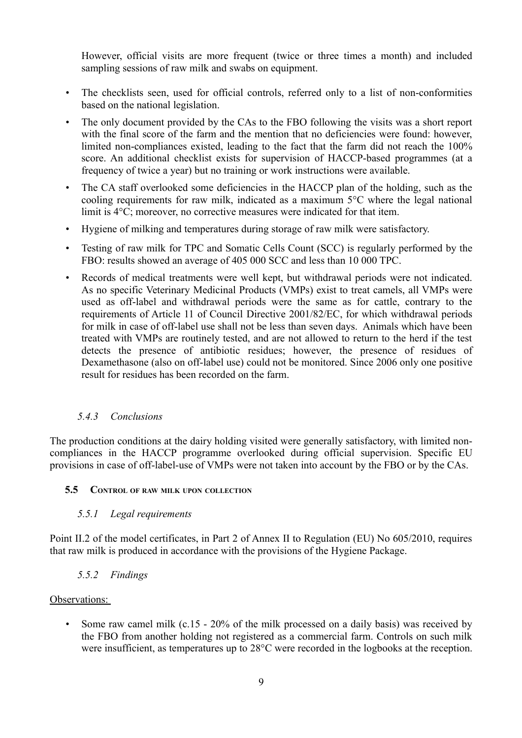However, official visits are more frequent (twice or three times a month) and included sampling sessions of raw milk and swabs on equipment.

- The checklists seen, used for official controls, referred only to a list of non-conformities based on the national legislation.
- The only document provided by the CAs to the FBO following the visits was a short report with the final score of the farm and the mention that no deficiencies were found: however, limited non-compliances existed, leading to the fact that the farm did not reach the 100% score. An additional checklist exists for supervision of HACCP-based programmes (at a frequency of twice a year) but no training or work instructions were available.
- The CA staff overlooked some deficiencies in the HACCP plan of the holding, such as the cooling requirements for raw milk, indicated as a maximum 5°C where the legal national limit is 4°C; moreover, no corrective measures were indicated for that item.
- Hygiene of milking and temperatures during storage of raw milk were satisfactory.
- Testing of raw milk for TPC and Somatic Cells Count (SCC) is regularly performed by the FBO: results showed an average of 405 000 SCC and less than 10 000 TPC.
- Records of medical treatments were well kept, but withdrawal periods were not indicated. As no specific Veterinary Medicinal Products (VMPs) exist to treat camels, all VMPs were used as off-label and withdrawal periods were the same as for cattle, contrary to the requirements of Article 11 of Council Directive 2001/82/EC, for which withdrawal periods for milk in case of off-label use shall not be less than seven days. Animals which have been treated with VMPs are routinely tested, and are not allowed to return to the herd if the test detects the presence of antibiotic residues; however, the presence of residues of Dexamethasone (also on off-label use) could not be monitored. Since 2006 only one positive result for residues has been recorded on the farm.

#### *5.4.3 Conclusions*

The production conditions at the dairy holding visited were generally satisfactory, with limited non-compliances in the HACCP programme overlooked during official supervision. Specific EU provisions in case of off-label-use of VMPs were not taken into account by the FBO or by the CAs.

### 5.5 Control of raw milk upon collection

#### *5.5.1 Legal requirements*

Point II.2 of the model certificates, in Part 2 of Annex II to Regulation (EU) No 605/2010, requires that raw milk is produced in accordance with the provisions of the Hygiene Package.

#### *5.5.2 Findings*

Observations:

- Some raw camel milk (c.15 - 20% of the milk processed on a daily basis) was received by the FBO from another holding not registered as a commercial farm. Controls on such milk were insufficient, as temperatures up to 28°C were recorded in the logbooks at the reception.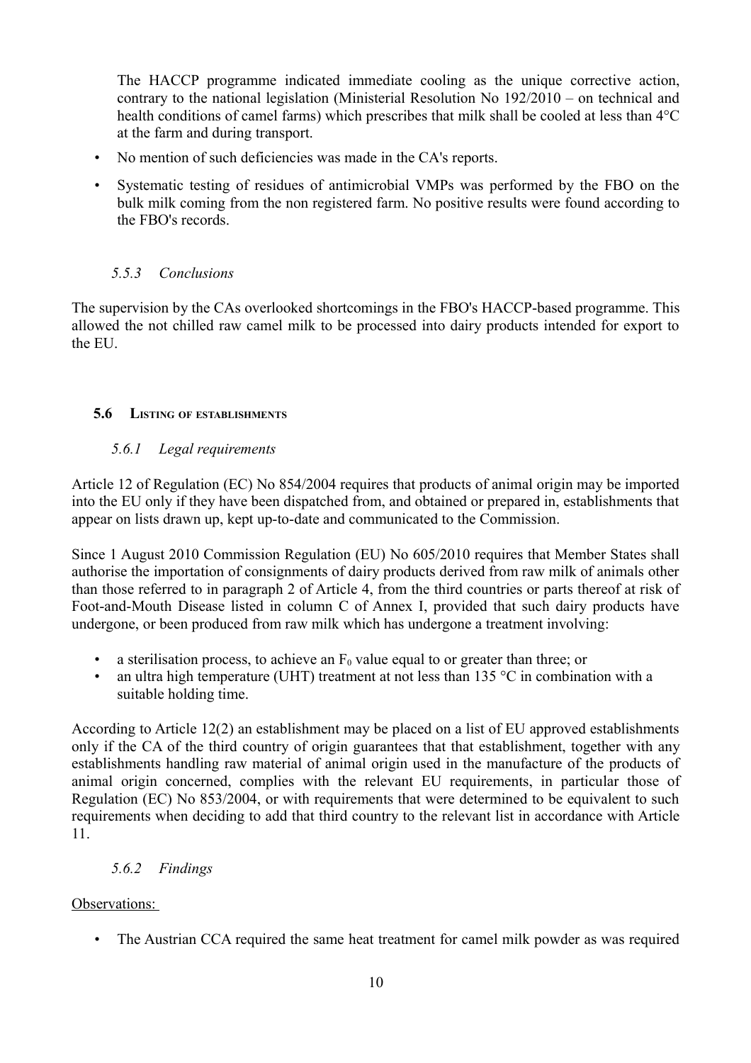The HACCP programme indicated immediate cooling as the unique corrective action, contrary to the national legislation (Ministerial Resolution No 192/2010 – on technical and health conditions of camel farms) which prescribes that milk shall be cooled at less than 4°C at the farm and during transport.

- No mention of such deficiencies was made in the CA's reports.
- Systematic testing of residues of antimicrobial VMPs was performed by the FBO on the bulk milk coming from the non registered farm. No positive results were found according to the FBO's records.

#### *5.5.3 Conclusions*

The supervision by the CAs overlooked shortcomings in the FBO's HACCP-based programme. This allowed the not chilled raw camel milk to be processed into dairy products intended for export to the EU.

### 5.6 Listing of establishments

#### *5.6.1 Legal requirements*

Article 12 of Regulation (EC) No 854/2004 requires that products of animal origin may be imported into the EU only if they have been dispatched from, and obtained or prepared in, establishments that appear on lists drawn up, kept up-to-date and communicated to the Commission.

Since 1 August 2010 Commission Regulation (EU) No 605/2010 requires that Member States shall authorise the importation of consignments of dairy products derived from raw milk of animals other than those referred to in paragraph 2 of Article 4, from the third countries or parts thereof at risk of Foot-and-Mouth Disease listed in column C of Annex I, provided that such dairy products have undergone, or been produced from raw milk which has undergone a treatment involving:

- a sterilisation process, to achieve an $F_0$ value equal to or greater than three; or
- an ultra high temperature (UHT) treatment at not less than 135 °C in combination with a suitable holding time.

According to Article 12(2) an establishment may be placed on a list of EU approved establishments only if the CA of the third country of origin guarantees that that establishment, together with any establishments handling raw material of animal origin used in the manufacture of the products of animal origin concerned, complies with the relevant EU requirements, in particular those of Regulation (EC) No 853/2004, or with requirements that were determined to be equivalent to such requirements when deciding to add that third country to the relevant list in accordance with Article 11.

#### *5.6.2 Findings*

Observations:

- The Austrian CCA required the same heat treatment for camel milk powder as was required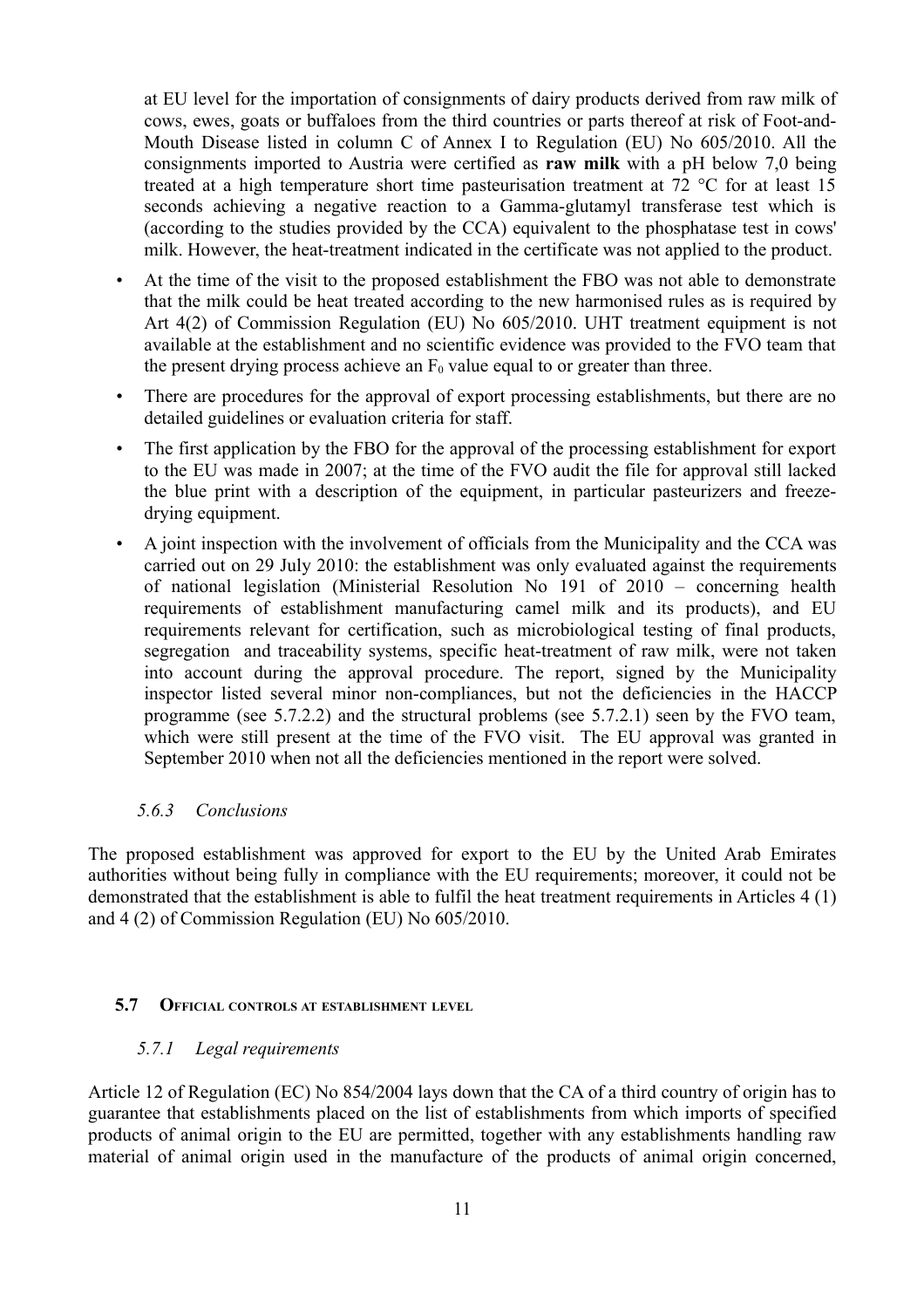at EU level for the importation of consignments of dairy products derived from raw milk of cows, ewes, goats or buffaloes from the third countries or parts thereof at risk of Foot-and-Mouth Disease listed in column C of Annex I to Regulation (EU) No 605/2010. All the consignments imported to Austria were certified as **raw milk** with a pH below 7,0 being treated at a high temperature short time pasteurisation treatment at 72 °C for at least 15 seconds achieving a negative reaction to a Gamma-glutamyl transferase test which is (according to the studies provided by the CCA) equivalent to the phosphatase test in cows' milk. However, the heat-treatment indicated in the certificate was not applied to the product.

- At the time of the visit to the proposed establishment the FBO was not able to demonstrate that the milk could be heat treated according to the new harmonised rules as is required by Art 4(2) of Commission Regulation (EU) No 605/2010. UHT treatment equipment is not available at the establishment and no scientific evidence was provided to the FVO team that the present drying process achieve an $F_0$ value equal to or greater than three.
- There are procedures for the approval of export processing establishments, but there are no detailed guidelines or evaluation criteria for staff.
- The first application by the FBO for the approval of the processing establishment for export to the EU was made in 2007; at the time of the FVO audit the file for approval still lacked the blue print with a description of the equipment, in particular pasteurizers and freeze-drying equipment.
- A joint inspection with the involvement of officials from the Municipality and the CCA was carried out on 29 July 2010: the establishment was only evaluated against the requirements of national legislation (Ministerial Resolution No 191 of 2010 – concerning health requirements of establishment manufacturing camel milk and its products), and EU requirements relevant for certification, such as microbiological testing of final products, segregation and traceability systems, specific heat-treatment of raw milk, were not taken into account during the approval procedure. The report, signed by the Municipality inspector listed several minor non-compliances, but not the deficiencies in the HACCP programme (see 5.7.2.2) and the structural problems (see 5.7.2.1) seen by the FVO team, which were still present at the time of the FVO visit. The EU approval was granted in September 2010 when not all the deficiencies mentioned in the report were solved.

#### *5.6.3 Conclusions*

The proposed establishment was approved for export to the EU by the United Arab Emirates authorities without being fully in compliance with the EU requirements; moreover, it could not be demonstrated that the establishment is able to fulfil the heat treatment requirements in Articles 4 (1) and 4 (2) of Commission Regulation (EU) No 605/2010.

### 5.7 Official controls at establishment level

#### *5.7.1 Legal requirements*

Article 12 of Regulation (EC) No 854/2004 lays down that the CA of a third country of origin has to guarantee that establishments placed on the list of establishments from which imports of specified products of animal origin to the EU are permitted, together with any establishments handling raw material of animal origin used in the manufacture of the products of animal origin concerned,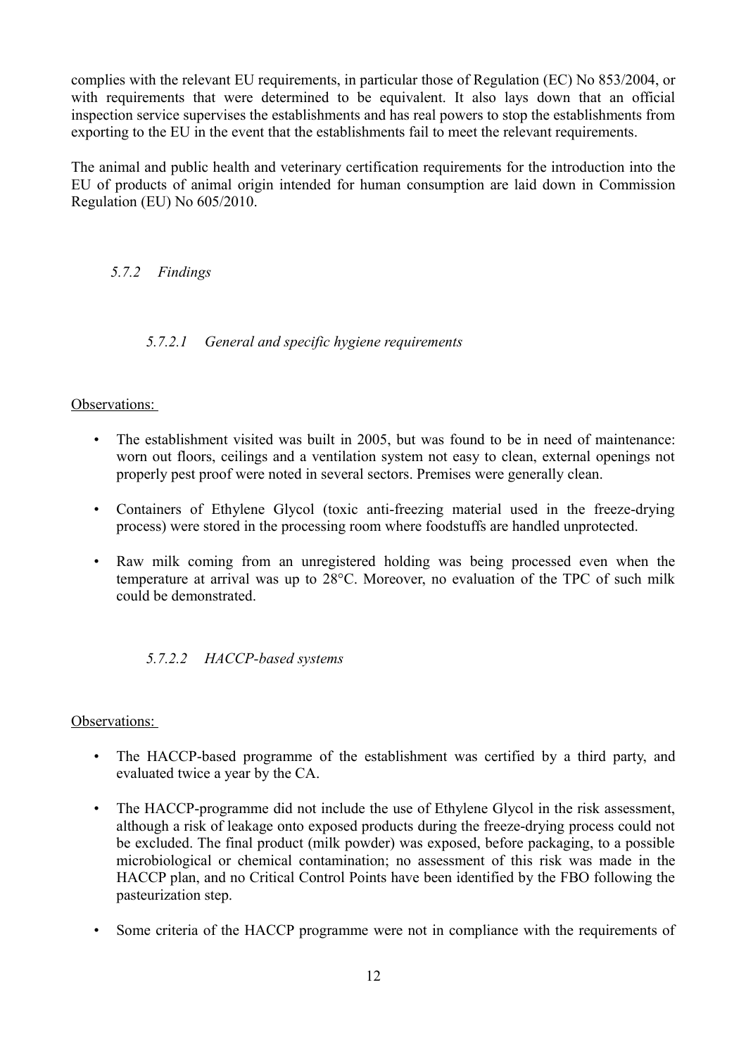complies with the relevant EU requirements, in particular those of Regulation (EC) No 853/2004, or with requirements that were determined to be equivalent. It also lays down that an official inspection service supervises the establishments and has real powers to stop the establishments from exporting to the EU in the event that the establishments fail to meet the relevant requirements.

The animal and public health and veterinary certification requirements for the introduction into the EU of products of animal origin intended for human consumption are laid down in Commission Regulation (EU) No 605/2010.

#### *5.7.2 Findings*

##### *5.7.2.1 General and specific hygiene requirements*

Observations:

- The establishment visited was built in 2005, but was found to be in need of maintenance: worn out floors, ceilings and a ventilation system not easy to clean, external openings not properly pest proof were noted in several sectors. Premises were generally clean.
- Containers of Ethylene Glycol (toxic anti-freezing material used in the freeze-drying process) were stored in the processing room where foodstuffs are handled unprotected.
- Raw milk coming from an unregistered holding was being processed even when the temperature at arrival was up to 28°C. Moreover, no evaluation of the TPC of such milk could be demonstrated.

##### *5.7.2.2 HACCP-based systems*

Observations:

- The HACCP-based programme of the establishment was certified by a third party, and evaluated twice a year by the CA.
- The HACCP-programme did not include the use of Ethylene Glycol in the risk assessment, although a risk of leakage onto exposed products during the freeze-drying process could not be excluded. The final product (milk powder) was exposed, before packaging, to a possible microbiological or chemical contamination; no assessment of this risk was made in the HACCP plan, and no Critical Control Points have been identified by the FBO following the pasteurization step.
- Some criteria of the HACCP programme were not in compliance with the requirements of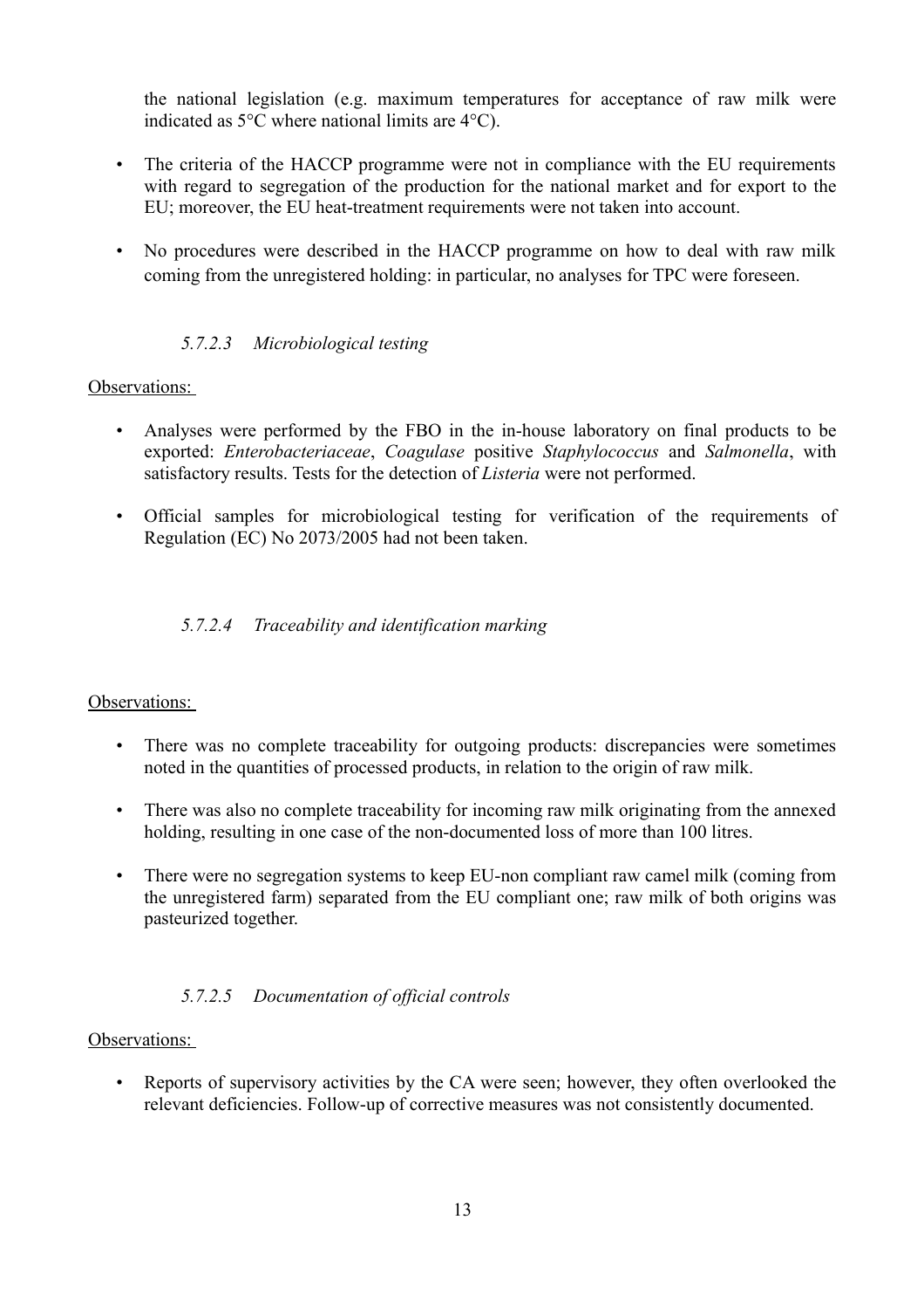the national legislation (e.g. maximum temperatures for acceptance of raw milk were indicated as 5°C where national limits are 4°C).

- The criteria of the HACCP programme were not in compliance with the EU requirements with regard to segregation of the production for the national market and for export to the EU; moreover, the EU heat-treatment requirements were not taken into account.
- No procedures were described in the HACCP programme on how to deal with raw milk coming from the unregistered holding: in particular, no analyses for TPC were foreseen.

#### *5.7.2.3 Microbiological testing*

Observations:

- Analyses were performed by the FBO in the in-house laboratory on final products to be exported: *Enterobacteriaceae*, *Coagulase* positive *Staphylococcus* and *Salmonella*, with satisfactory results. Tests for the detection of *Listeria* were not performed.
- Official samples for microbiological testing for verification of the requirements of Regulation (EC) No 2073/2005 had not been taken.

#### *5.7.2.4 Traceability and identification marking*

Observations:

- There was no complete traceability for outgoing products: discrepancies were sometimes noted in the quantities of processed products, in relation to the origin of raw milk.
- There was also no complete traceability for incoming raw milk originating from the annexed holding, resulting in one case of the non-documented loss of more than 100 litres.
- There were no segregation systems to keep EU-non compliant raw camel milk (coming from the unregistered farm) separated from the EU compliant one; raw milk of both origins was pasteurized together.

#### *5.7.2.5 Documentation of official controls*

Observations:

- Reports of supervisory activities by the CA were seen; however, they often overlooked the relevant deficiencies. Follow-up of corrective measures was not consistently documented.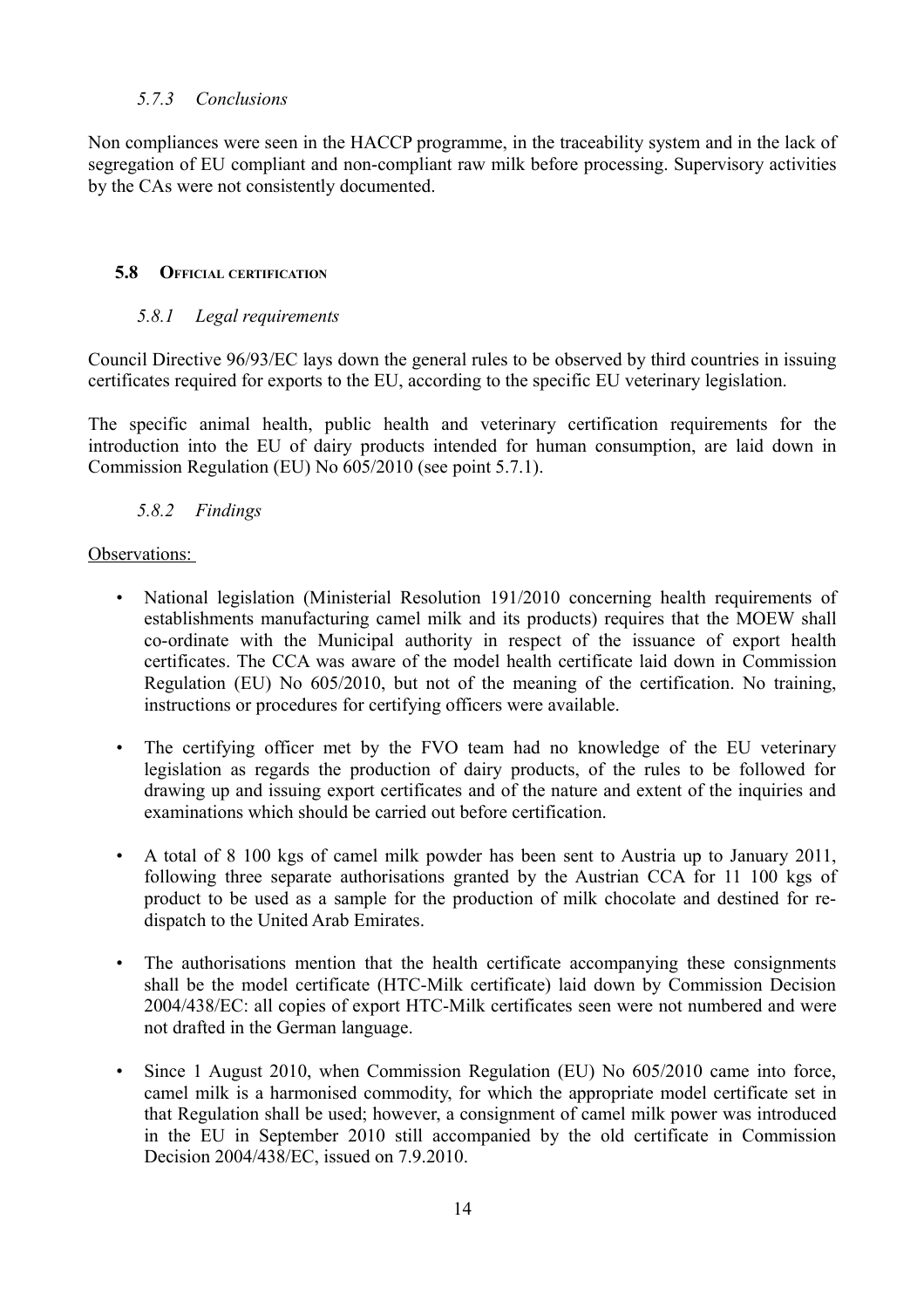#### *5.7.3 Conclusions*

Non compliances were seen in the HACCP programme, in the traceability system and in the lack of segregation of EU compliant and non-compliant raw milk before processing. Supervisory activities by the CAs were not consistently documented.

### 5.8 OFFICIAL CERTIFICATION

#### *5.8.1 Legal requirements*

Council Directive 96/93/EC lays down the general rules to be observed by third countries in issuing certificates required for exports to the EU, according to the specific EU veterinary legislation.

The specific animal health, public health and veterinary certification requirements for the introduction into the EU of dairy products intended for human consumption, are laid down in Commission Regulation (EU) No 605/2010 (see point 5.7.1).

#### *5.8.2 Findings*

Observations:

- National legislation (Ministerial Resolution 191/2010 concerning health requirements of establishments manufacturing camel milk and its products) requires that the MOEW shall co-ordinate with the Municipal authority in respect of the issuance of export health certificates. The CCA was aware of the model health certificate laid down in Commission Regulation (EU) No 605/2010, but not of the meaning of the certification. No training, instructions or procedures for certifying officers were available.
- The certifying officer met by the FVO team had no knowledge of the EU veterinary legislation as regards the production of dairy products, of the rules to be followed for drawing up and issuing export certificates and of the nature and extent of the inquiries and examinations which should be carried out before certification.
- A total of 8 100 kgs of camel milk powder has been sent to Austria up to January 2011, following three separate authorisations granted by the Austrian CCA for 11 100 kgs of product to be used as a sample for the production of milk chocolate and destined for re-dispatch to the United Arab Emirates.
- The authorisations mention that the health certificate accompanying these consignments shall be the model certificate (HTC-Milk certificate) laid down by Commission Decision 2004/438/EC: all copies of export HTC-Milk certificates seen were not numbered and were not drafted in the German language.
- Since 1 August 2010, when Commission Regulation (EU) No 605/2010 came into force, camel milk is a harmonised commodity, for which the appropriate model certificate set in that Regulation shall be used; however, a consignment of camel milk power was introduced in the EU in September 2010 still accompanied by the old certificate in Commission Decision 2004/438/EC, issued on 7.9.2010.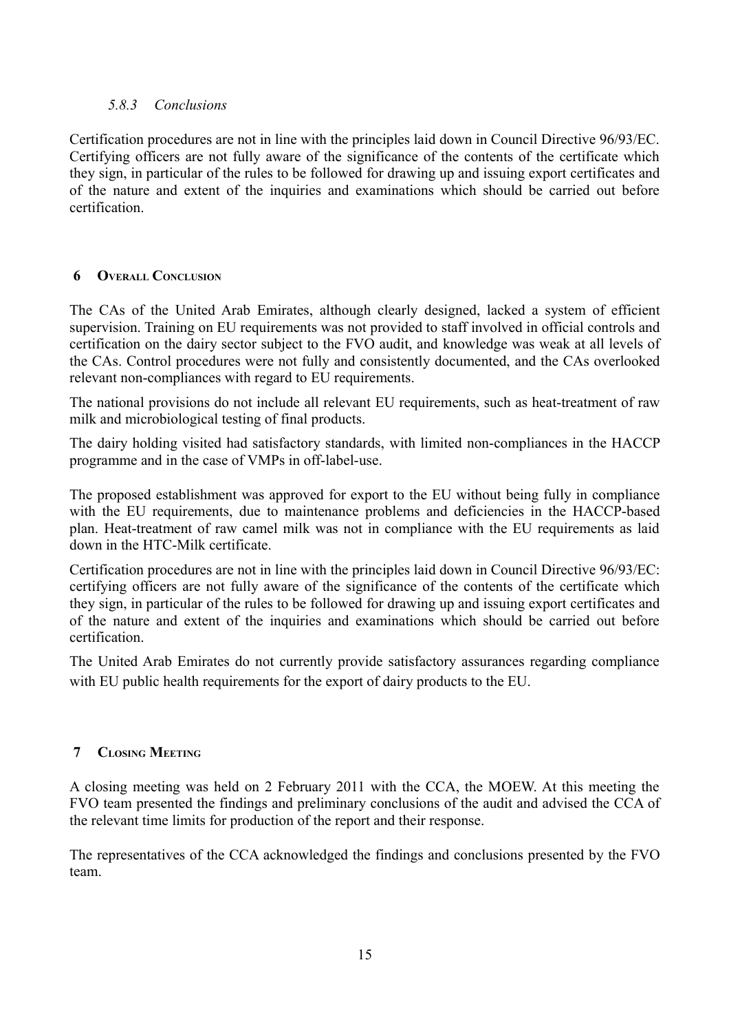#### *5.8.3 Conclusions*

Certification procedures are not in line with the principles laid down in Council Directive 96/93/EC. Certifying officers are not fully aware of the significance of the contents of the certificate which they sign, in particular of the rules to be followed for drawing up and issuing export certificates and of the nature and extent of the inquiries and examinations which should be carried out before certification.

## 6 Overall Conclusion

The CAs of the United Arab Emirates, although clearly designed, lacked a system of efficient supervision. Training on EU requirements was not provided to staff involved in official controls and certification on the dairy sector subject to the FVO audit, and knowledge was weak at all levels of the CAs. Control procedures were not fully and consistently documented, and the CAs overlooked relevant non-compliances with regard to EU requirements.

The national provisions do not include all relevant EU requirements, such as heat-treatment of raw milk and microbiological testing of final products.

The dairy holding visited had satisfactory standards, with limited non-compliances in the HACCP programme and in the case of VMPs in off-label-use.

The proposed establishment was approved for export to the EU without being fully in compliance with the EU requirements, due to maintenance problems and deficiencies in the HACCP-based plan. Heat-treatment of raw camel milk was not in compliance with the EU requirements as laid down in the HTC-Milk certificate.

Certification procedures are not in line with the principles laid down in Council Directive 96/93/EC: certifying officers are not fully aware of the significance of the contents of the certificate which they sign, in particular of the rules to be followed for drawing up and issuing export certificates and of the nature and extent of the inquiries and examinations which should be carried out before certification.

The United Arab Emirates do not currently provide satisfactory assurances regarding compliance with EU public health requirements for the export of dairy products to the EU.

## 7 Closing Meeting

A closing meeting was held on 2 February 2011 with the CCA, the MOEW. At this meeting the FVO team presented the findings and preliminary conclusions of the audit and advised the CCA of the relevant time limits for production of the report and their response.

The representatives of the CCA acknowledged the findings and conclusions presented by the FVO team.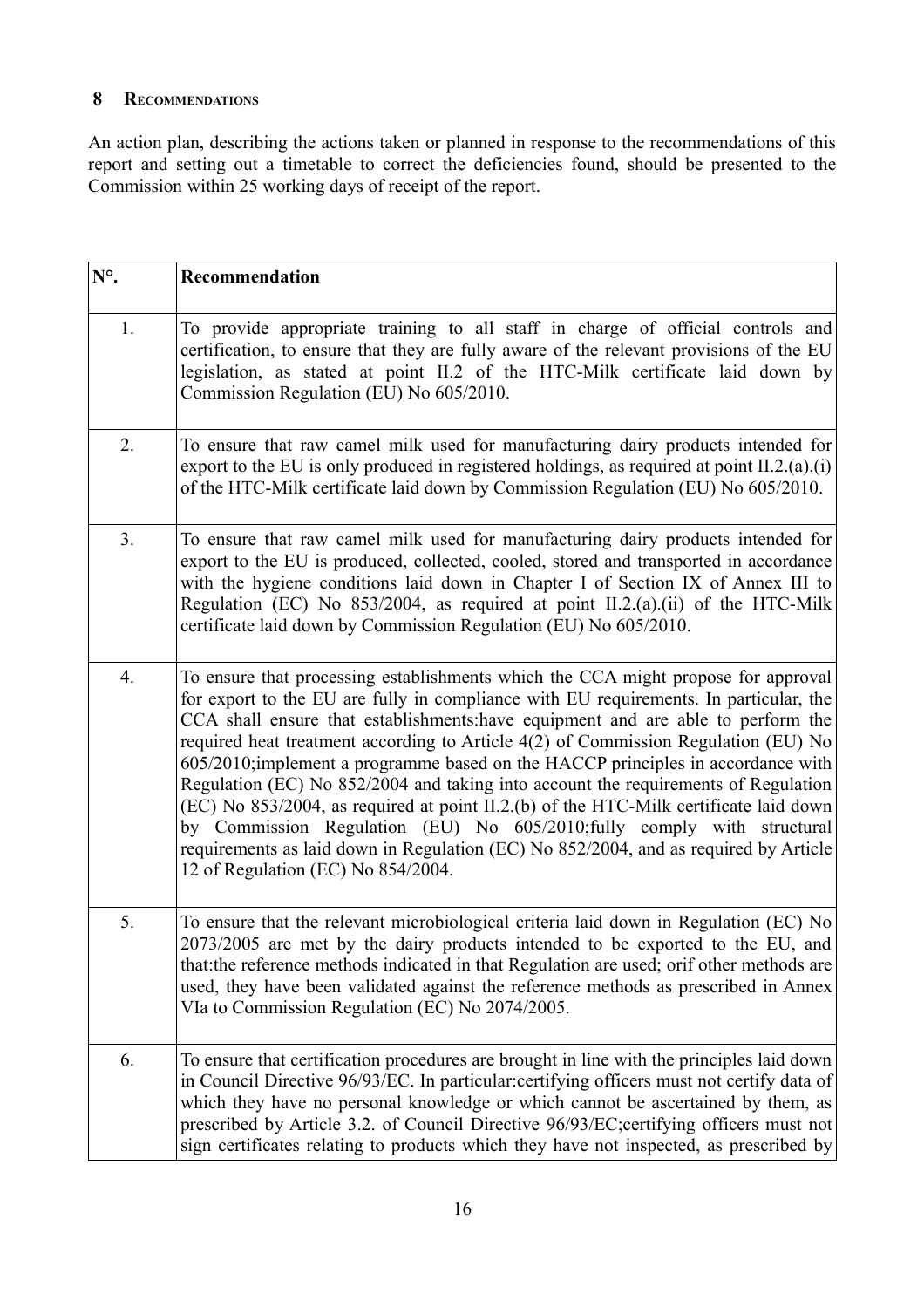## 8 RECOMMENDATIONS

An action plan, describing the actions taken or planned in response to the recommendations of this report and setting out a timetable to correct the deficiencies found, should be presented to the Commission within 25 working days of receipt of the report.

| N°. | Recommendation |
|---|---|
| 1. | To provide appropriate training to all staff in charge of official controls and certification, to ensure that they are fully aware of the relevant provisions of the EU legislation, as stated at point II.2 of the HTC-Milk certificate laid down by Commission Regulation (EU) No 605/2010. |
| 2. | To ensure that raw camel milk used for manufacturing dairy products intended for export to the EU is only produced in registered holdings, as required at point II.2.(a).(i) of the HTC-Milk certificate laid down by Commission Regulation (EU) No 605/2010. |
| 3. | To ensure that raw camel milk used for manufacturing dairy products intended for export to the EU is produced, collected, cooled, stored and transported in accordance with the hygiene conditions laid down in Chapter I of Section IX of Annex III to Regulation (EC) No 853/2004, as required at point II.2.(a).(ii) of the HTC-Milk certificate laid down by Commission Regulation (EU) No 605/2010. |
| 4. | To ensure that processing establishments which the CCA might propose for approval for export to the EU are fully in compliance with EU requirements. In particular, the CCA shall ensure that establishments:have equipment and are able to perform the required heat treatment according to Article 4(2) of Commission Regulation (EU) No 605/2010;implement a programme based on the HACCP principles in accordance with Regulation (EC) No 852/2004 and taking into account the requirements of Regulation (EC) No 853/2004, as required at point II.2.(b) of the HTC-Milk certificate laid down by Commission Regulation (EU) No 605/2010;fully comply with structural requirements as laid down in Regulation (EC) No 852/2004, and as required by Article 12 of Regulation (EC) No 854/2004. |
| 5. | To ensure that the relevant microbiological criteria laid down in Regulation (EC) No 2073/2005 are met by the dairy products intended to be exported to the EU, and that:the reference methods indicated in that Regulation are used; orif other methods are used, they have been validated against the reference methods as prescribed in Annex VIa to Commission Regulation (EC) No 2074/2005. |
| 6. | To ensure that certification procedures are brought in line with the principles laid down in Council Directive 96/93/EC. In particular:certifying officers must not certify data of which they have no personal knowledge or which cannot be ascertained by them, as prescribed by Article 3.2. of Council Directive 96/93/EC;certifying officers must not sign certificates relating to products which they have not inspected, as prescribed by |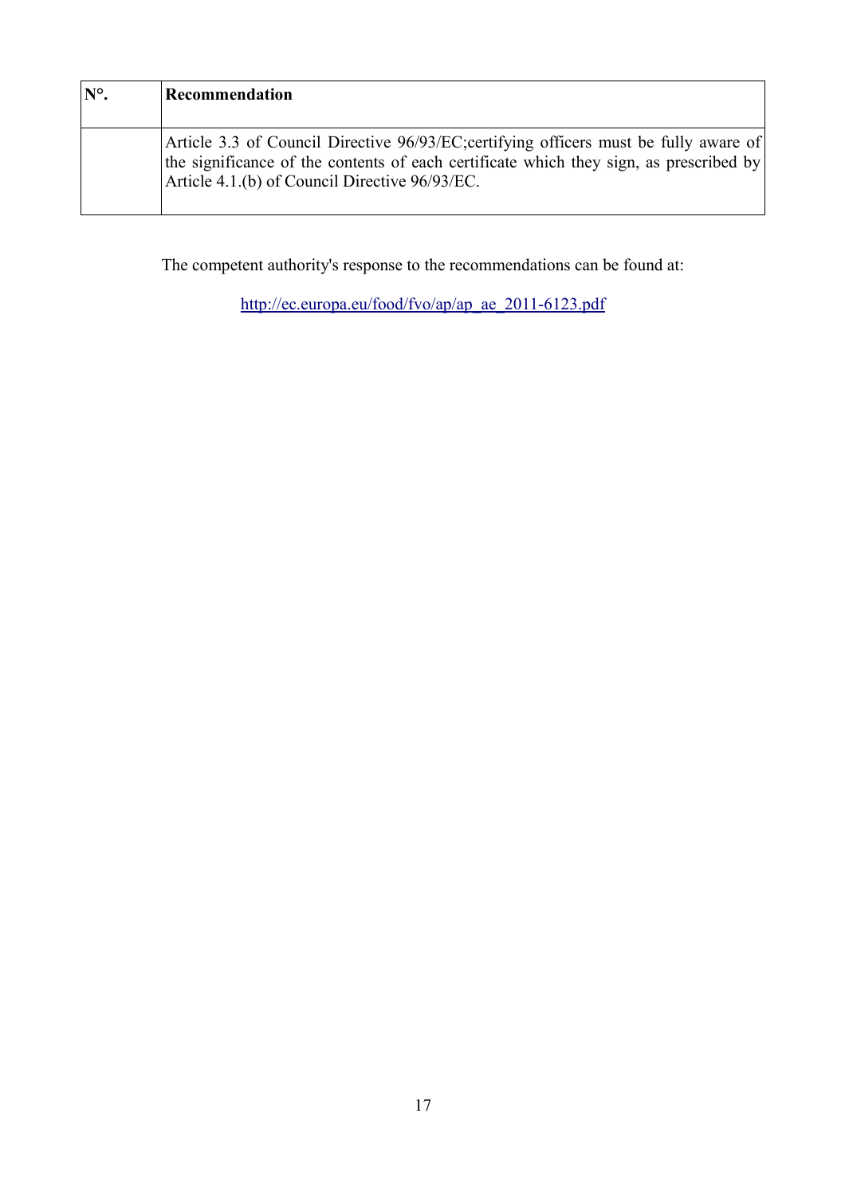| N°. | Recommendation |
|---|---|
| | Article 3.3 of Council Directive 96/93/EC;certifying officers must be fully aware of the significance of the contents of each certificate which they sign, as prescribed by Article 4.1.(b) of Council Directive 96/93/EC. |

The competent authority's response to the recommendations can be found at:

http://ec.europa.eu/food/fvo/ap/ap_ae_2011-6123.pdf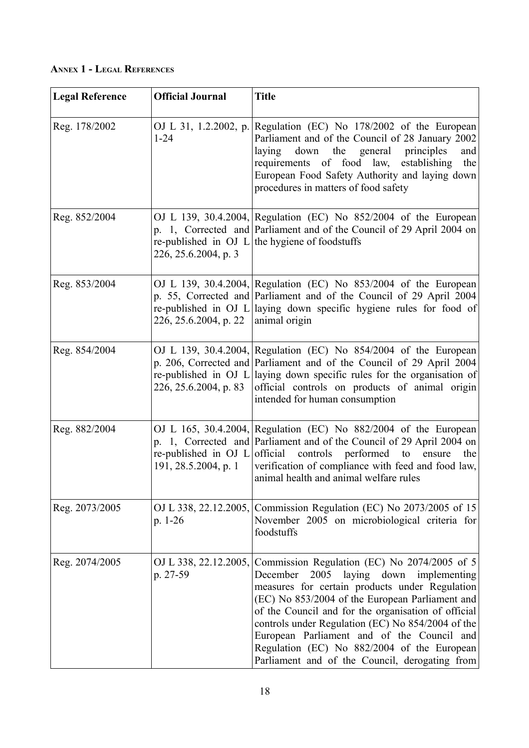**Annex 1 - Legal References**

| Legal Reference | Official Journal | Title |
|---|---|---|
| Reg. 178/2002 | OJ L 31, 1.2.2002, p. 1-24 | Regulation (EC) No 178/2002 of the European Parliament and of the Council of 28 January 2002 laying down the general principles and requirements of food law, establishing the European Food Safety Authority and laying down procedures in matters of food safety |
| Reg. 852/2004 | OJ L 139, 30.4.2004, p. 1, Corrected and re-published in OJ L 226, 25.6.2004, p. 3 | Regulation (EC) No 852/2004 of the European Parliament and of the Council of 29 April 2004 on the hygiene of foodstuffs |
| Reg. 853/2004 | OJ L 139, 30.4.2004, p. 55, Corrected and re-published in OJ L 226, 25.6.2004, p. 22 | Regulation (EC) No 853/2004 of the European Parliament and of the Council of 29 April 2004 laying down specific hygiene rules for food of animal origin |
| Reg. 854/2004 | OJ L 139, 30.4.2004, p. 206, Corrected and re-published in OJ L 226, 25.6.2004, p. 83 | Regulation (EC) No 854/2004 of the European Parliament and of the Council of 29 April 2004 laying down specific rules for the organisation of official controls on products of animal origin intended for human consumption |
| Reg. 882/2004 | OJ L 165, 30.4.2004, p. 1, Corrected and re-published in OJ L 191, 28.5.2004, p. 1 | Regulation (EC) No 882/2004 of the European Parliament and of the Council of 29 April 2004 on official controls performed to ensure the verification of compliance with feed and food law, animal health and animal welfare rules |
| Reg. 2073/2005 | OJ L 338, 22.12.2005, p. 1-26 | Commission Regulation (EC) No 2073/2005 of 15 November 2005 on microbiological criteria for foodstuffs |
| Reg. 2074/2005 | OJ L 338, 22.12.2005, p. 27-59 | Commission Regulation (EC) No 2074/2005 of 5 December 2005 laying down implementing measures for certain products under Regulation (EC) No 853/2004 of the European Parliament and of the Council and for the organisation of official controls under Regulation (EC) No 854/2004 of the European Parliament and of the Council and Regulation (EC) No 882/2004 of the European Parliament and of the Council, derogating from |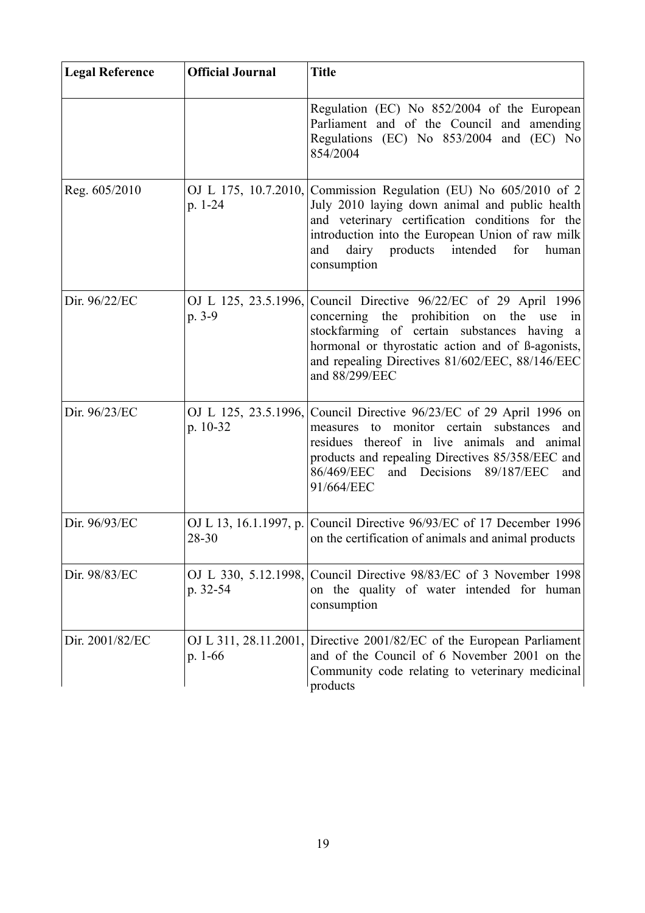| Legal Reference | Official Journal | Title |
| --- | --- | --- |
| | | Regulation (EC) No 852/2004 of the European Parliament and of the Council and amending Regulations (EC) No 853/2004 and (EC) No 854/2004 |
| Reg. 605/2010 | OJ L 175, 10.7.2010, p. 1-24 | Commission Regulation (EU) No 605/2010 of 2 July 2010 laying down animal and public health and veterinary certification conditions for the introduction into the European Union of raw milk and dairy products intended for human consumption |
| Dir. 96/22/EC | OJ L 125, 23.5.1996, p. 3-9 | Council Directive 96/22/EC of 29 April 1996 concerning the prohibition on the use in stockfarming of certain substances having a hormonal or thyrostatic action and of ß-agonists, and repealing Directives 81/602/EEC, 88/146/EEC and 88/299/EEC |
| Dir. 96/23/EC | OJ L 125, 23.5.1996, p. 10-32 | Council Directive 96/23/EC of 29 April 1996 on measures to monitor certain substances and residues thereof in live animals and animal products and repealing Directives 85/358/EEC and 86/469/EEC and Decisions 89/187/EEC and 91/664/EEC |
| Dir. 96/93/EC | OJ L 13, 16.1.1997, p. 28-30 | Council Directive 96/93/EC of 17 December 1996 on the certification of animals and animal products |
| Dir. 98/83/EC | OJ L 330, 5.12.1998, p. 32-54 | Council Directive 98/83/EC of 3 November 1998 on the quality of water intended for human consumption |
| Dir. 2001/82/EC | OJ L 311, 28.11.2001, p. 1-66 | Directive 2001/82/EC of the European Parliament and of the Council of 6 November 2001 on the Community code relating to veterinary medicinal products |